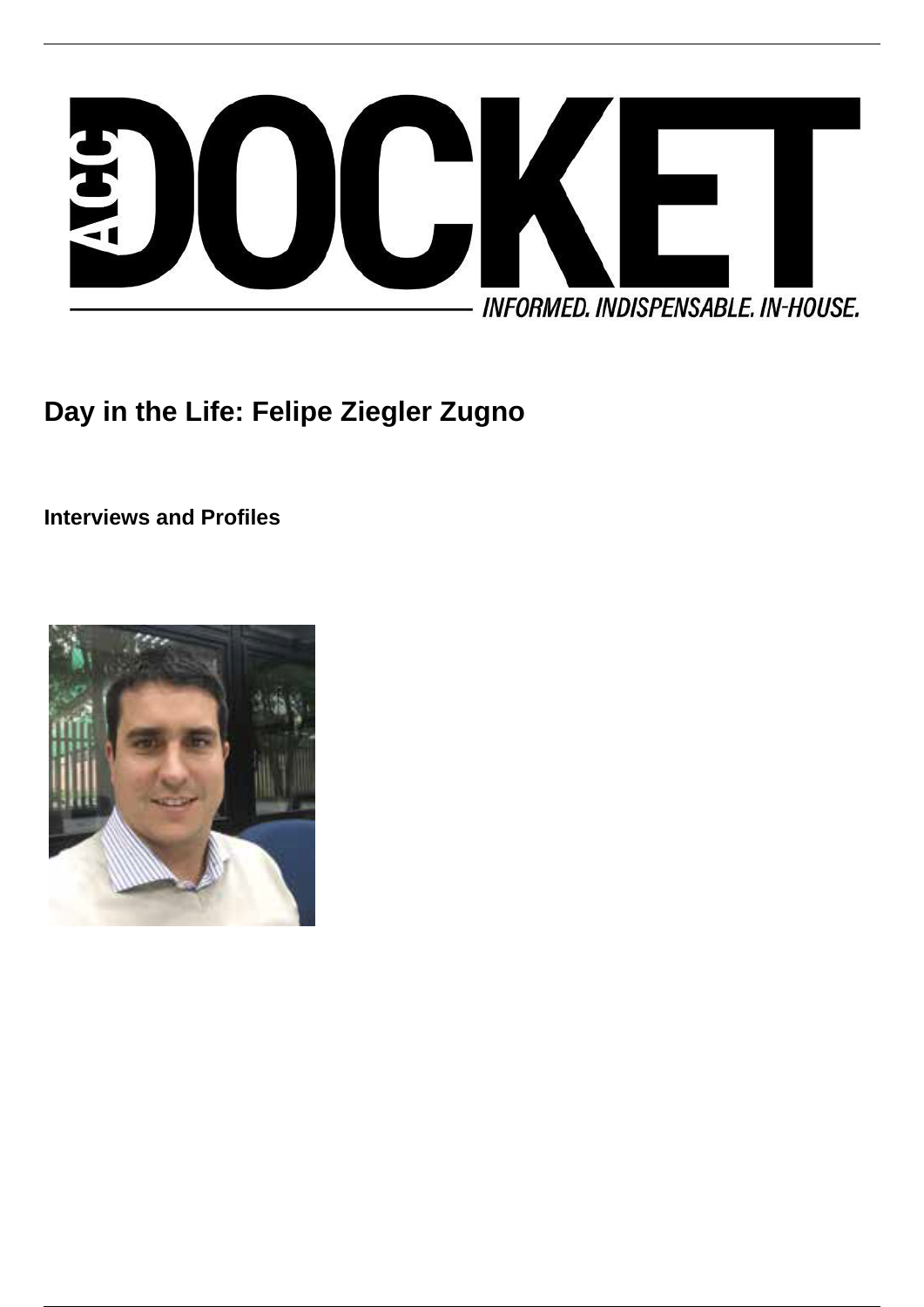# Day in the Life: Felipe Ziegler Zugno

**Interviews and Profiles**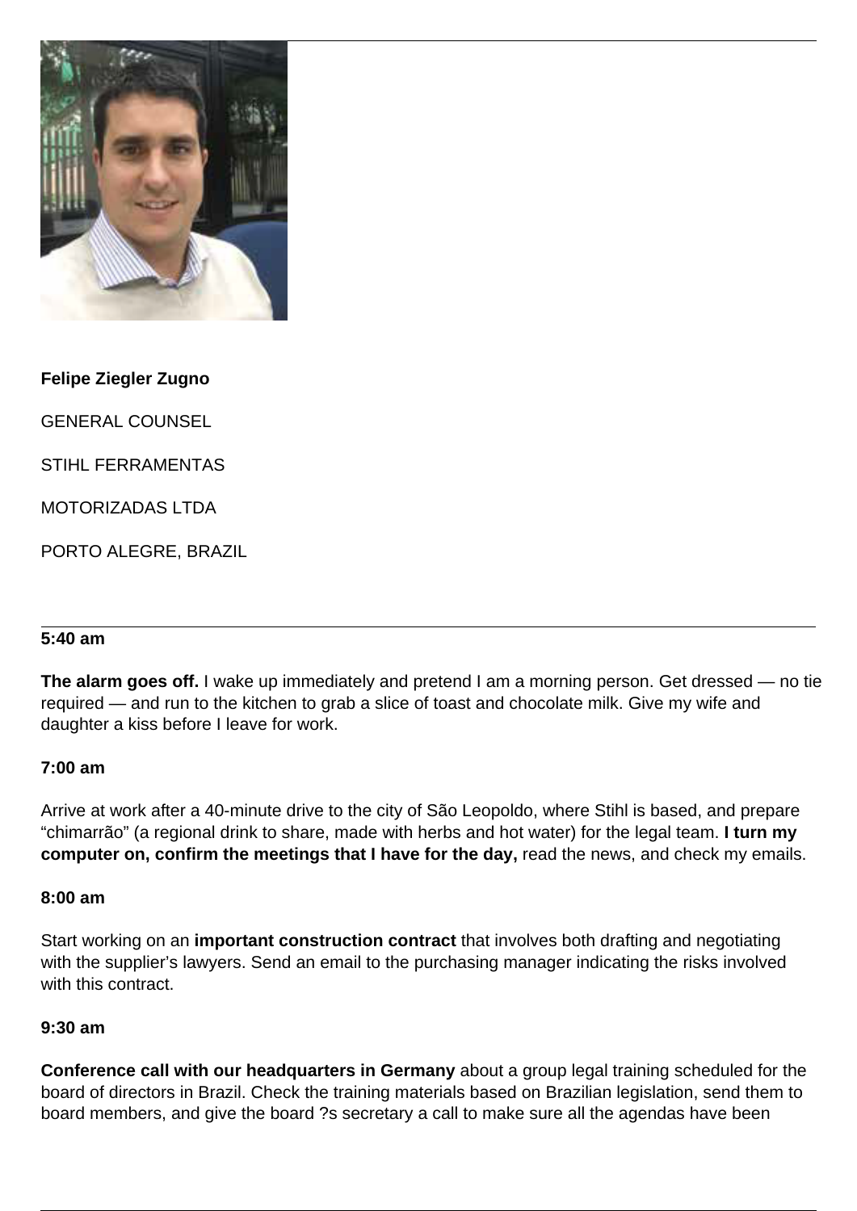**Felipe Ziegler Zugno**

GENERAL COUNSEL

STIHL FERRAMENTAS

MOTORIZADAS LTDA

PORTO ALEGRE, BRAZIL

---

**5:40 am**

**The alarm goes off.** I wake up immediately and pretend I am a morning person. Get dressed — no tie required — and run to the kitchen to grab a slice of toast and chocolate milk. Give my wife and daughter a kiss before I leave for work.

**7:00 am**

Arrive at work after a 40-minute drive to the city of São Leopoldo, where Stihl is based, and prepare "chimarrão" (a regional drink to share, made with herbs and hot water) for the legal team. **I turn my computer on, confirm the meetings that I have for the day,** read the news, and check my emails.

**8:00 am**

Start working on an **important construction contract** that involves both drafting and negotiating with the supplier's lawyers. Send an email to the purchasing manager indicating the risks involved with this contract.

**9:30 am**

**Conference call with our headquarters in Germany** about a group legal training scheduled for the board of directors in Brazil. Check the training materials based on Brazilian legislation, send them to board members, and give the board ?s secretary a call to make sure all the agendas have been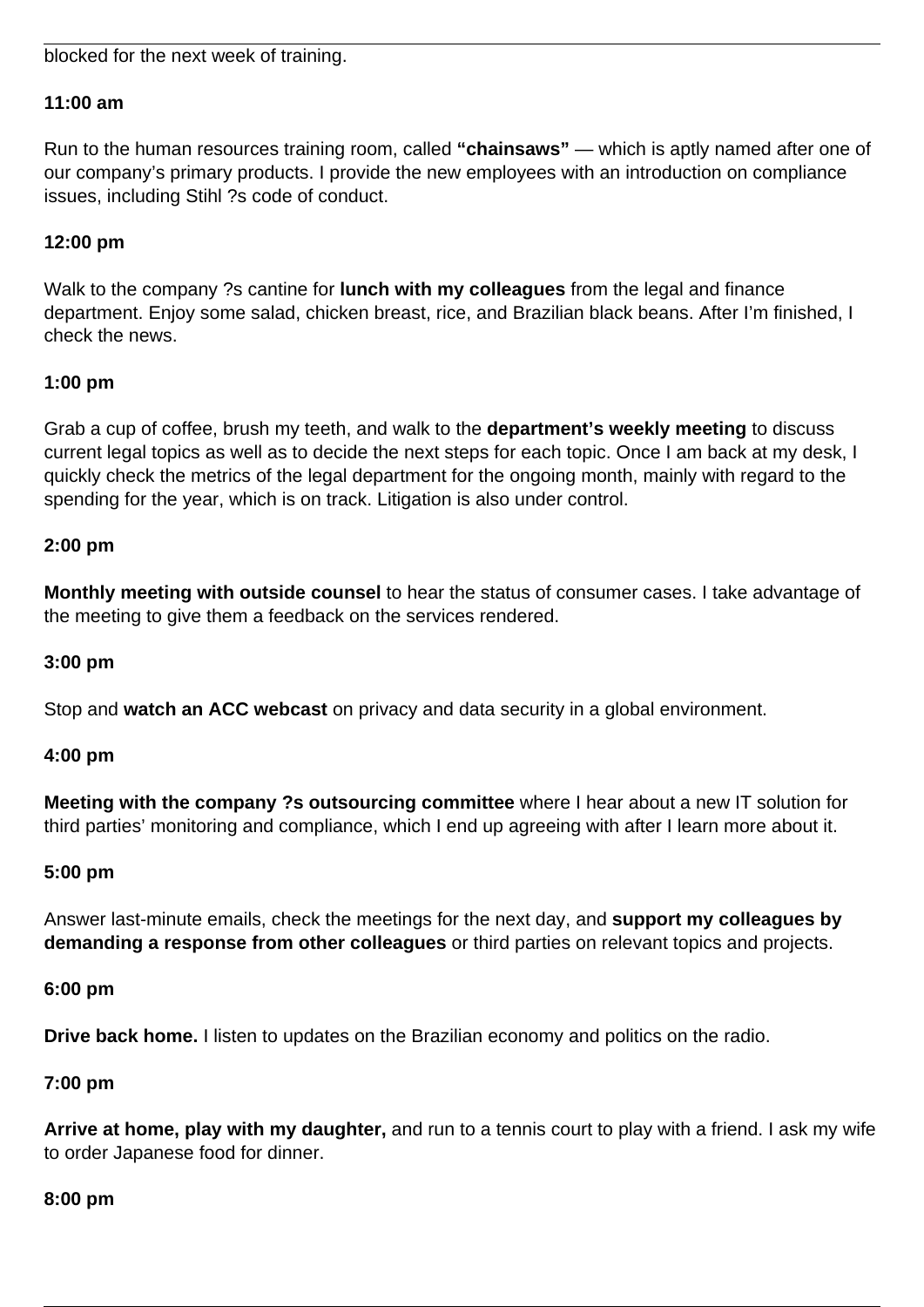blocked for the next week of training.

**11:00 am**

Run to the human resources training room, called **"chainsaws"** — which is aptly named after one of our company's primary products. I provide the new employees with an introduction on compliance issues, including Stihl ?s code of conduct.

**12:00 pm**

Walk to the company ?s cantine for **lunch with my colleagues** from the legal and finance department. Enjoy some salad, chicken breast, rice, and Brazilian black beans. After I'm finished, I check the news.

**1:00 pm**

Grab a cup of coffee, brush my teeth, and walk to the **department's weekly meeting** to discuss current legal topics as well as to decide the next steps for each topic. Once I am back at my desk, I quickly check the metrics of the legal department for the ongoing month, mainly with regard to the spending for the year, which is on track. Litigation is also under control.

**2:00 pm**

**Monthly meeting with outside counsel** to hear the status of consumer cases. I take advantage of the meeting to give them a feedback on the services rendered.

**3:00 pm**

Stop and **watch an ACC webcast** on privacy and data security in a global environment.

**4:00 pm**

**Meeting with the company ?s outsourcing committee** where I hear about a new IT solution for third parties' monitoring and compliance, which I end up agreeing with after I learn more about it.

**5:00 pm**

Answer last-minute emails, check the meetings for the next day, and **support my colleagues by demanding a response from other colleagues** or third parties on relevant topics and projects.

**6:00 pm**

**Drive back home.** I listen to updates on the Brazilian economy and politics on the radio.

**7:00 pm**

**Arrive at home, play with my daughter,** and run to a tennis court to play with a friend. I ask my wife to order Japanese food for dinner.

**8:00 pm**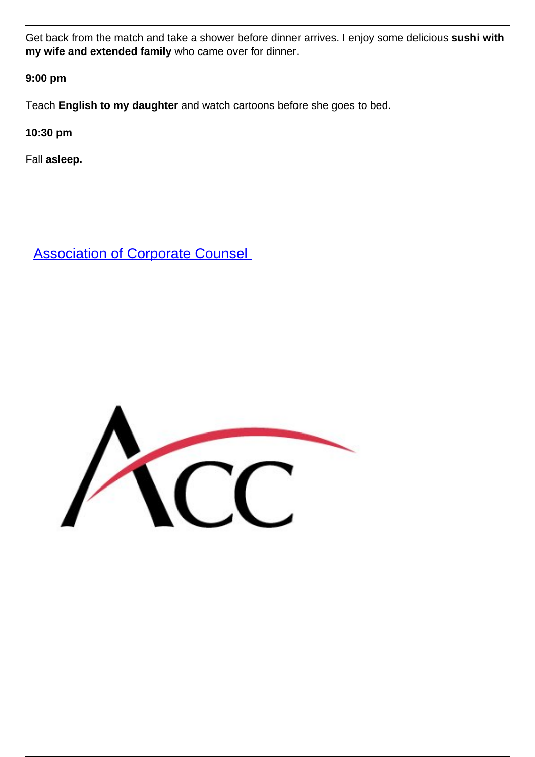Get back from the match and take a shower before dinner arrives. I enjoy some delicious **sushi with my wife and extended family** who came over for dinner.

**9:00 pm**

Teach **English to my daughter** and watch cartoons before she goes to bed.

**10:30 pm**

Fall **asleep.**

Association of Corporate Counsel